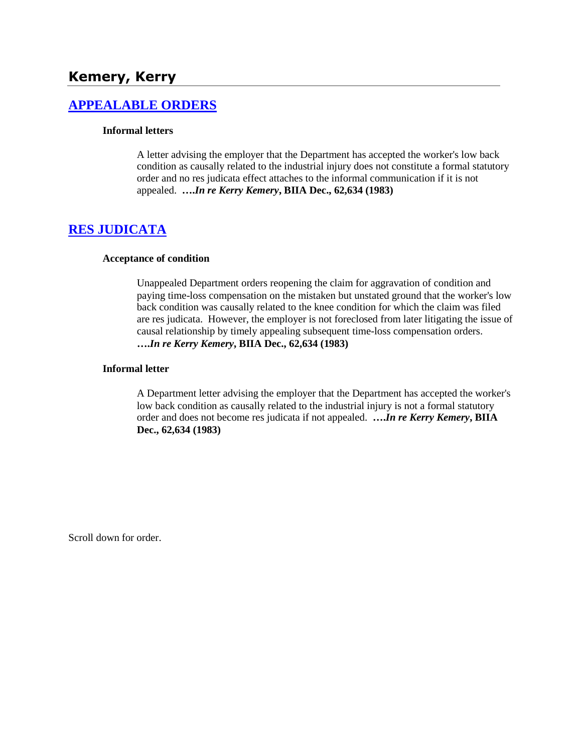## Kemery, Kerry

### APPEALABLE ORDERS

**Informal letters**

A letter advising the employer that the Department has accepted the worker's low back condition as causally related to the industrial injury does not constitute a formal statutory order and no res judicata effect attaches to the informal communication if it is not appealed. **….*In re Kerry Kemery*, BIIA Dec., 62,634 (1983)**

### RES JUDICATA

**Acceptance of condition**

Unappealed Department orders reopening the claim for aggravation of condition and paying time-loss compensation on the mistaken but unstated ground that the worker's low back condition was causally related to the knee condition for which the claim was filed are res judicata. However, the employer is not foreclosed from later litigating the issue of causal relationship by timely appealing subsequent time-loss compensation orders. **….*In re Kerry Kemery*, BIIA Dec., 62,634 (1983)**

**Informal letter**

A Department letter advising the employer that the Department has accepted the worker's low back condition as causally related to the industrial injury is not a formal statutory order and does not become res judicata if not appealed. **….*In re Kerry Kemery*, BIIA Dec., 62,634 (1983)**

Scroll down for order.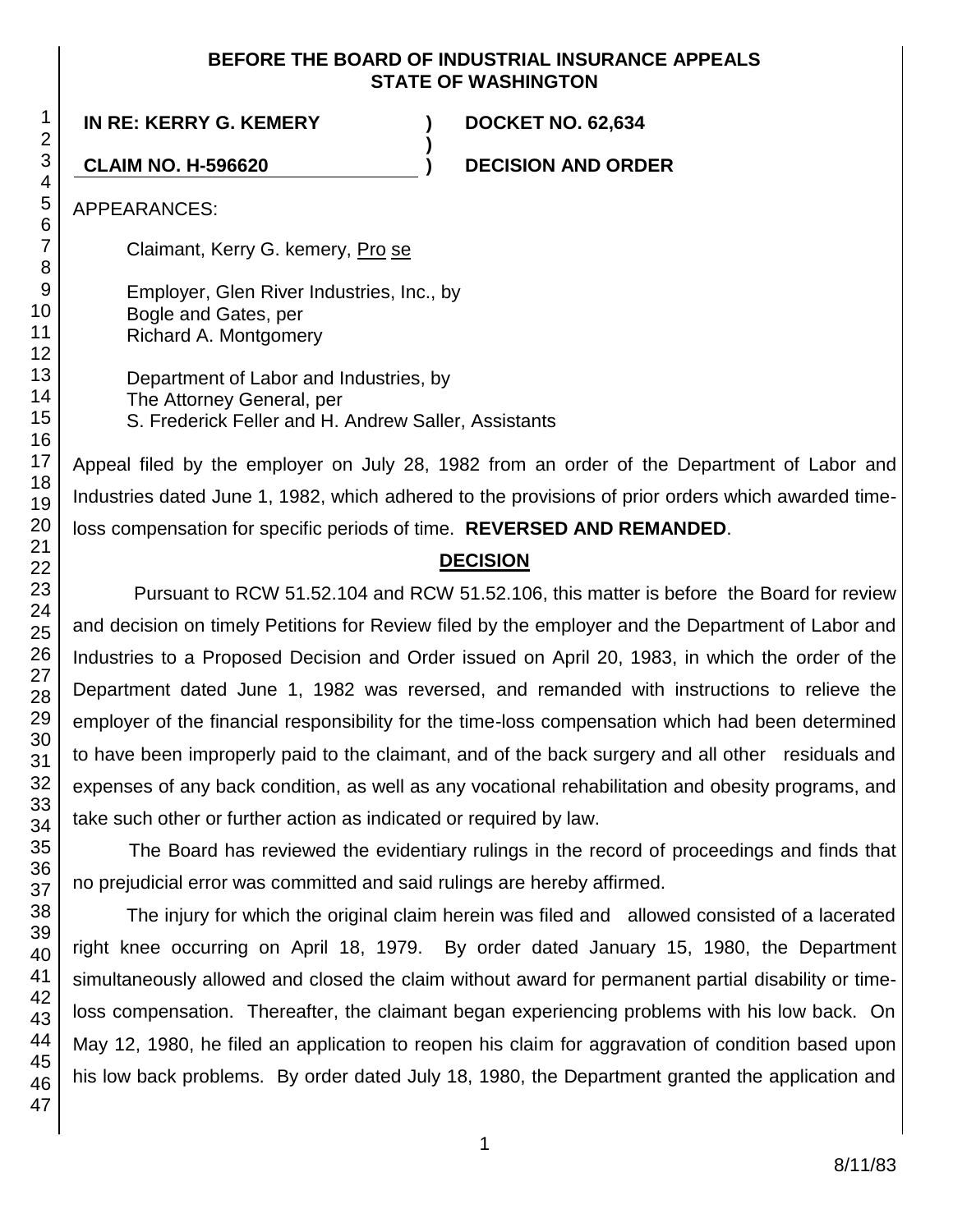**BEFORE THE BOARD OF INDUSTRIAL INSURANCE APPEALS**
**STATE OF WASHINGTON**

| | | |
|---|---|---|
| **IN RE: KERRY G. KEMERY** | **)** | **DOCKET NO. 62,634** |
| | **)** | |
| **CLAIM NO. H-596620** | **)** | **DECISION AND ORDER** |

APPEARANCES:

Claimant, Kerry G. kemery, Pro se

Employer, Glen River Industries, Inc., by
Bogle and Gates, per
Richard A. Montgomery

Department of Labor and Industries, by
The Attorney General, per
S. Frederick Feller and H. Andrew Saller, Assistants

Appeal filed by the employer on July 28, 1982 from an order of the Department of Labor and Industries dated June 1, 1982, which adhered to the provisions of prior orders which awarded time-loss compensation for specific periods of time. **REVERSED AND REMANDED**.

## DECISION

Pursuant to RCW 51.52.104 and RCW 51.52.106, this matter is before the Board for review and decision on timely Petitions for Review filed by the employer and the Department of Labor and Industries to a Proposed Decision and Order issued on April 20, 1983, in which the order of the Department dated June 1, 1982 was reversed, and remanded with instructions to relieve the employer of the financial responsibility for the time-loss compensation which had been determined to have been improperly paid to the claimant, and of the back surgery and all other residuals and expenses of any back condition, as well as any vocational rehabilitation and obesity programs, and take such other or further action as indicated or required by law.

The Board has reviewed the evidentiary rulings in the record of proceedings and finds that no prejudicial error was committed and said rulings are hereby affirmed.

The injury for which the original claim herein was filed and allowed consisted of a lacerated right knee occurring on April 18, 1979. By order dated January 15, 1980, the Department simultaneously allowed and closed the claim without award for permanent partial disability or time-loss compensation. Thereafter, the claimant began experiencing problems with his low back. On May 12, 1980, he filed an application to reopen his claim for aggravation of condition based upon his low back problems. By order dated July 18, 1980, the Department granted the application and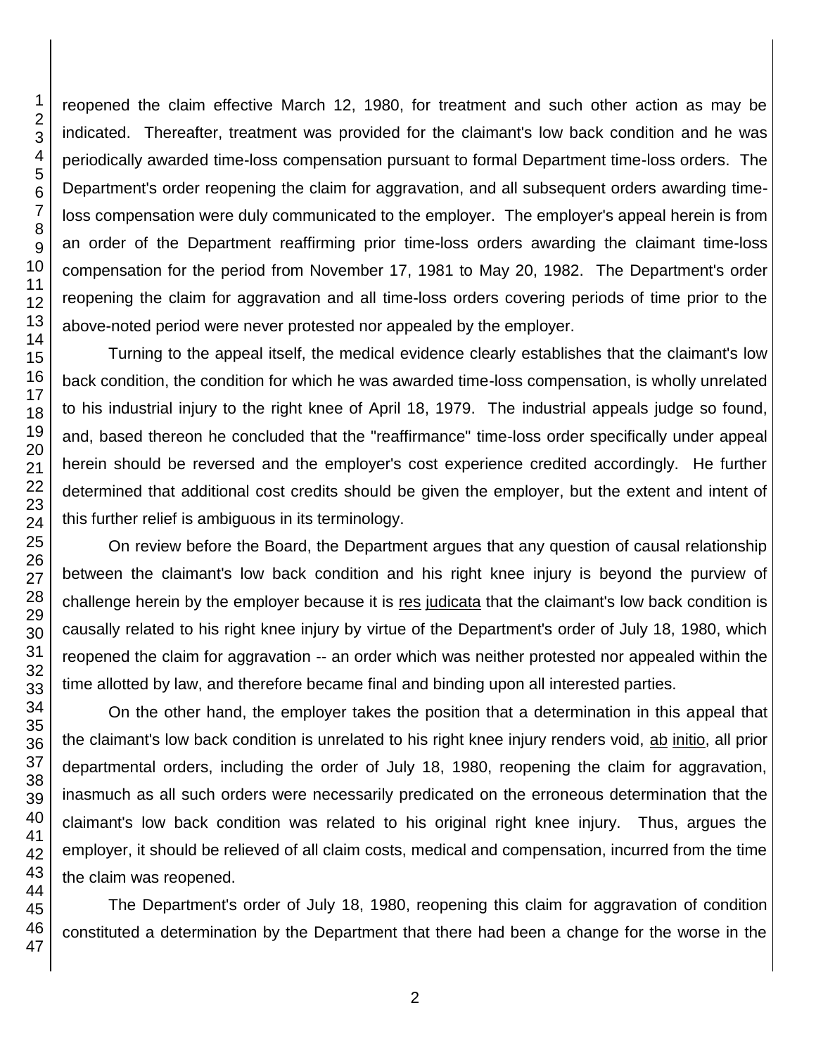reopened the claim effective March 12, 1980, for treatment and such other action as may be indicated. Thereafter, treatment was provided for the claimant's low back condition and he was periodically awarded time-loss compensation pursuant to formal Department time-loss orders. The Department's order reopening the claim for aggravation, and all subsequent orders awarding time-loss compensation were duly communicated to the employer. The employer's appeal herein is from an order of the Department reaffirming prior time-loss orders awarding the claimant time-loss compensation for the period from November 17, 1981 to May 20, 1982. The Department's order reopening the claim for aggravation and all time-loss orders covering periods of time prior to the above-noted period were never protested nor appealed by the employer.

Turning to the appeal itself, the medical evidence clearly establishes that the claimant's low back condition, the condition for which he was awarded time-loss compensation, is wholly unrelated to his industrial injury to the right knee of April 18, 1979. The industrial appeals judge so found, and, based thereon he concluded that the "reaffirmance" time-loss order specifically under appeal herein should be reversed and the employer's cost experience credited accordingly. He further determined that additional cost credits should be given the employer, but the extent and intent of this further relief is ambiguous in its terminology.

On review before the Board, the Department argues that any question of causal relationship between the claimant's low back condition and his right knee injury is beyond the purview of challenge herein by the employer because it is res judicata that the claimant's low back condition is causally related to his right knee injury by virtue of the Department's order of July 18, 1980, which reopened the claim for aggravation -- an order which was neither protested nor appealed within the time allotted by law, and therefore became final and binding upon all interested parties.

On the other hand, the employer takes the position that a determination in this appeal that the claimant's low back condition is unrelated to his right knee injury renders void, ab initio, all prior departmental orders, including the order of July 18, 1980, reopening the claim for aggravation, inasmuch as all such orders were necessarily predicated on the erroneous determination that the claimant's low back condition was related to his original right knee injury. Thus, argues the employer, it should be relieved of all claim costs, medical and compensation, incurred from the time the claim was reopened.

The Department's order of July 18, 1980, reopening this claim for aggravation of condition constituted a determination by the Department that there had been a change for the worse in the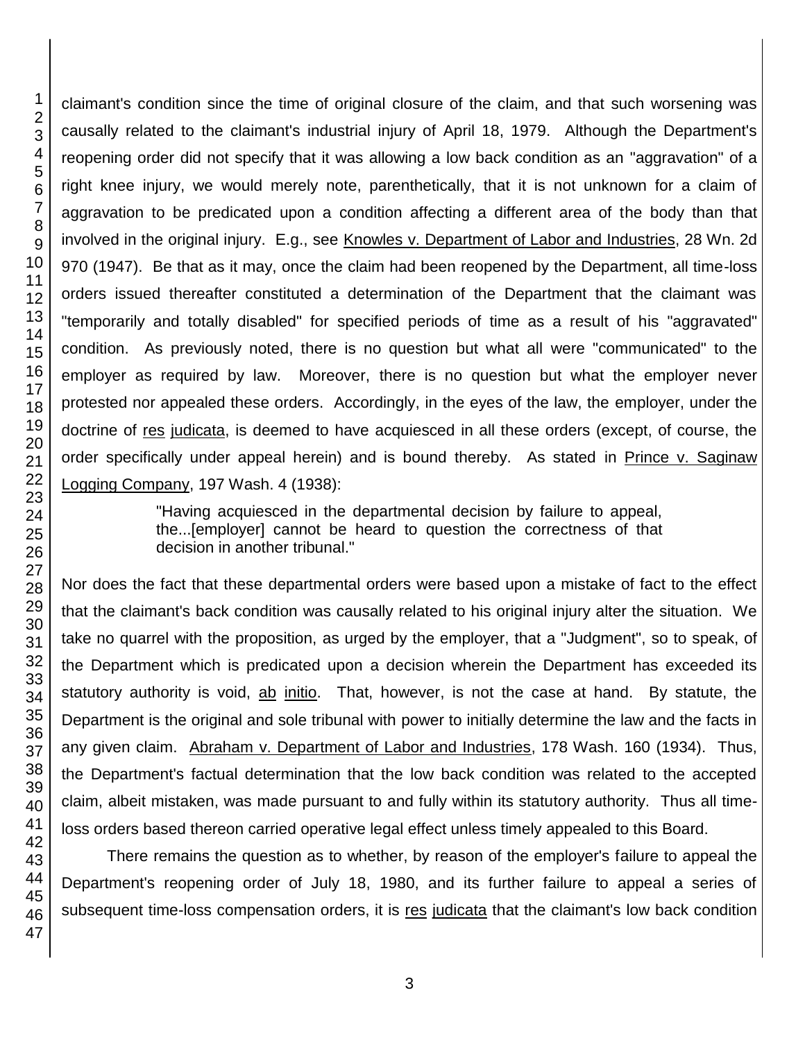claimant's condition since the time of original closure of the claim, and that such worsening was causally related to the claimant's industrial injury of April 18, 1979. Although the Department's reopening order did not specify that it was allowing a low back condition as an "aggravation" of a right knee injury, we would merely note, parenthetically, that it is not unknown for a claim of aggravation to be predicated upon a condition affecting a different area of the body than that involved in the original injury. E.g., see Knowles v. Department of Labor and Industries, 28 Wn. 2d 970 (1947). Be that as it may, once the claim had been reopened by the Department, all time-loss orders issued thereafter constituted a determination of the Department that the claimant was "temporarily and totally disabled" for specified periods of time as a result of his "aggravated" condition. As previously noted, there is no question but what all were "communicated" to the employer as required by law. Moreover, there is no question but what the employer never protested nor appealed these orders. Accordingly, in the eyes of the law, the employer, under the doctrine of res judicata, is deemed to have acquiesced in all these orders (except, of course, the order specifically under appeal herein) and is bound thereby. As stated in Prince v. Saginaw Logging Company, 197 Wash. 4 (1938):

> "Having acquiesced in the departmental decision by failure to appeal, the...[employer] cannot be heard to question the correctness of that decision in another tribunal."

Nor does the fact that these departmental orders were based upon a mistake of fact to the effect that the claimant's back condition was causally related to his original injury alter the situation. We take no quarrel with the proposition, as urged by the employer, that a "Judgment", so to speak, of the Department which is predicated upon a decision wherein the Department has exceeded its statutory authority is void, ab initio. That, however, is not the case at hand. By statute, the Department is the original and sole tribunal with power to initially determine the law and the facts in any given claim. Abraham v. Department of Labor and Industries, 178 Wash. 160 (1934). Thus, the Department's factual determination that the low back condition was related to the accepted claim, albeit mistaken, was made pursuant to and fully within its statutory authority. Thus all time-loss orders based thereon carried operative legal effect unless timely appealed to this Board.

There remains the question as to whether, by reason of the employer's failure to appeal the Department's reopening order of July 18, 1980, and its further failure to appeal a series of subsequent time-loss compensation orders, it is res judicata that the claimant's low back condition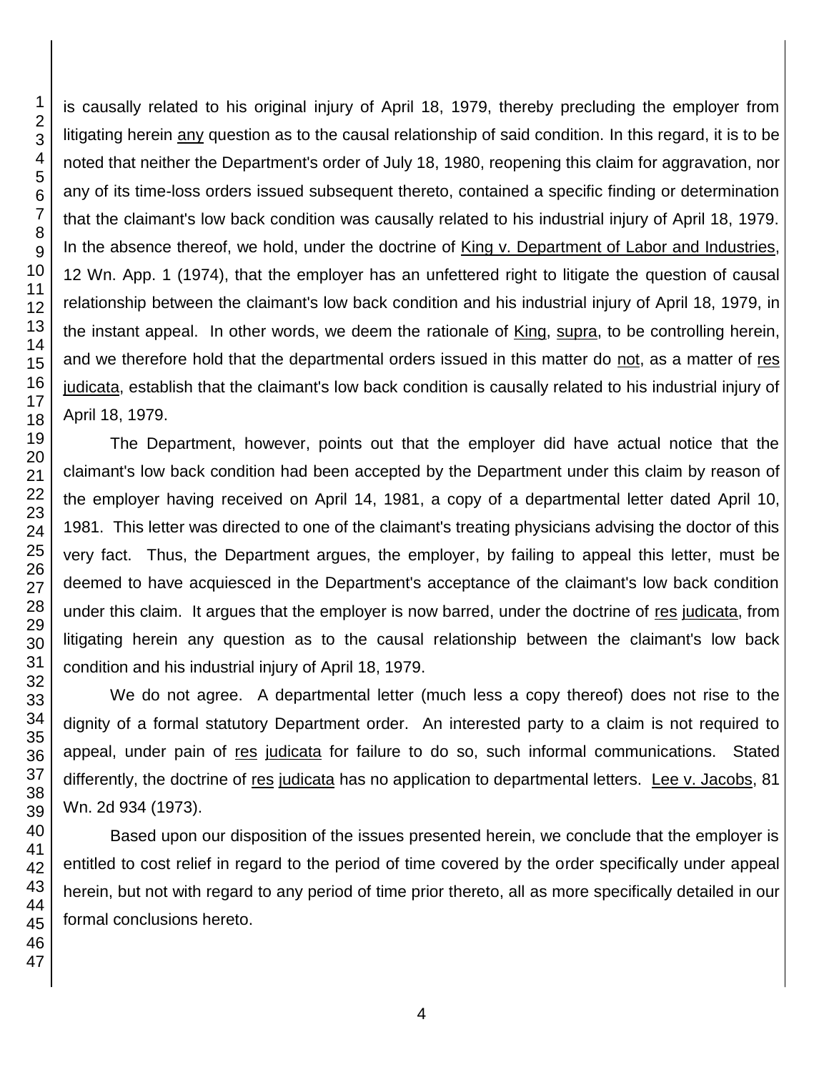is causally related to his original injury of April 18, 1979, thereby precluding the employer from litigating herein any question as to the causal relationship of said condition. In this regard, it is to be noted that neither the Department's order of July 18, 1980, reopening this claim for aggravation, nor any of its time-loss orders issued subsequent thereto, contained a specific finding or determination that the claimant's low back condition was causally related to his industrial injury of April 18, 1979. In the absence thereof, we hold, under the doctrine of King v. Department of Labor and Industries, 12 Wn. App. 1 (1974), that the employer has an unfettered right to litigate the question of causal relationship between the claimant's low back condition and his industrial injury of April 18, 1979, in the instant appeal. In other words, we deem the rationale of King, supra, to be controlling herein, and we therefore hold that the departmental orders issued in this matter do not, as a matter of res judicata, establish that the claimant's low back condition is causally related to his industrial injury of April 18, 1979.

The Department, however, points out that the employer did have actual notice that the claimant's low back condition had been accepted by the Department under this claim by reason of the employer having received on April 14, 1981, a copy of a departmental letter dated April 10, 1981. This letter was directed to one of the claimant's treating physicians advising the doctor of this very fact. Thus, the Department argues, the employer, by failing to appeal this letter, must be deemed to have acquiesced in the Department's acceptance of the claimant's low back condition under this claim. It argues that the employer is now barred, under the doctrine of res judicata, from litigating herein any question as to the causal relationship between the claimant's low back condition and his industrial injury of April 18, 1979.

We do not agree. A departmental letter (much less a copy thereof) does not rise to the dignity of a formal statutory Department order. An interested party to a claim is not required to appeal, under pain of res judicata for failure to do so, such informal communications. Stated differently, the doctrine of res judicata has no application to departmental letters. Lee v. Jacobs, 81 Wn. 2d 934 (1973).

Based upon our disposition of the issues presented herein, we conclude that the employer is entitled to cost relief in regard to the period of time covered by the order specifically under appeal herein, but not with regard to any period of time prior thereto, all as more specifically detailed in our formal conclusions hereto.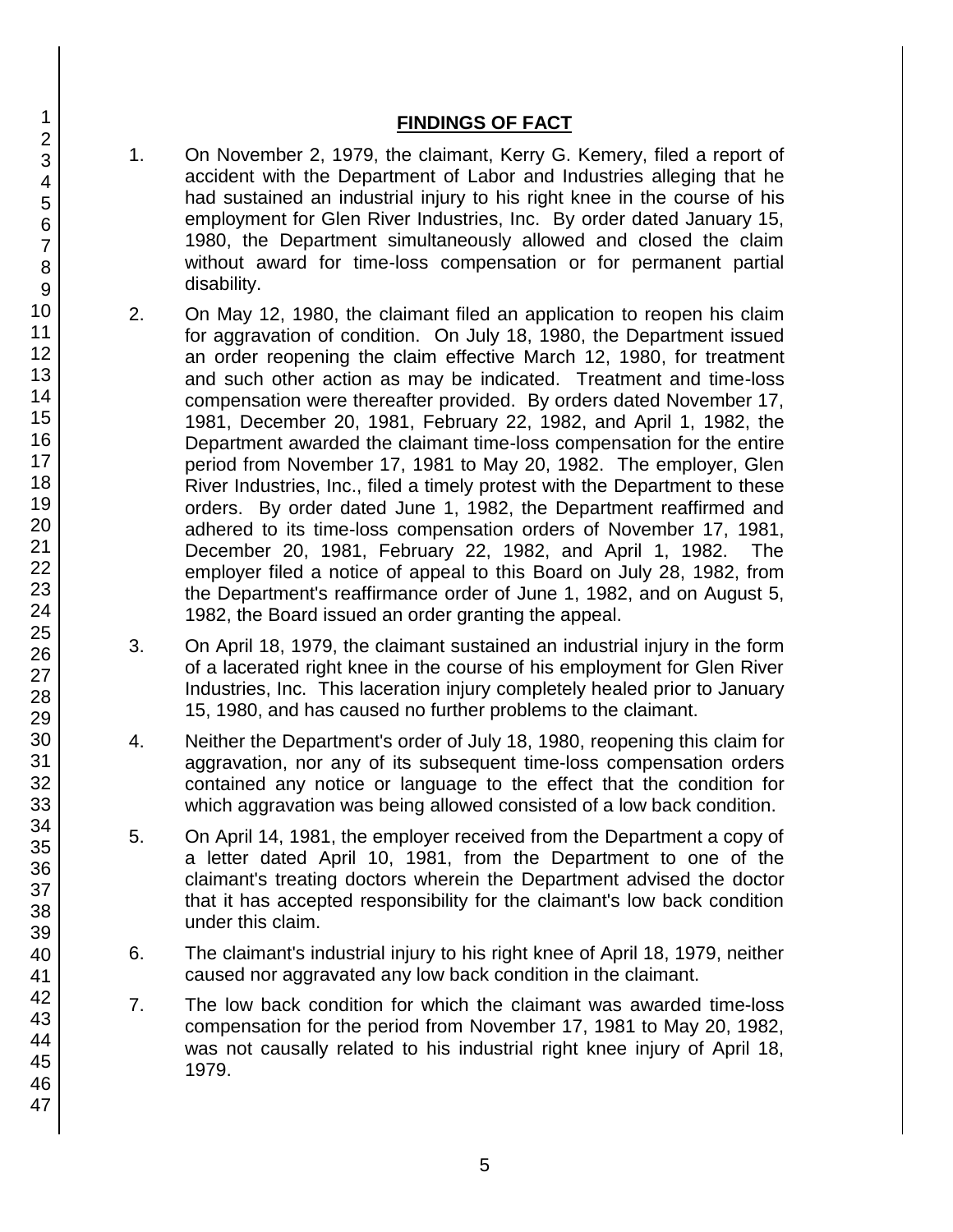## FINDINGS OF FACT

1. On November 2, 1979, the claimant, Kerry G. Kemery, filed a report of accident with the Department of Labor and Industries alleging that he had sustained an industrial injury to his right knee in the course of his employment for Glen River Industries, Inc. By order dated January 15, 1980, the Department simultaneously allowed and closed the claim without award for time-loss compensation or for permanent partial disability.

2. On May 12, 1980, the claimant filed an application to reopen his claim for aggravation of condition. On July 18, 1980, the Department issued an order reopening the claim effective March 12, 1980, for treatment and such other action as may be indicated. Treatment and time-loss compensation were thereafter provided. By orders dated November 17, 1981, December 20, 1981, February 22, 1982, and April 1, 1982, the Department awarded the claimant time-loss compensation for the entire period from November 17, 1981 to May 20, 1982. The employer, Glen River Industries, Inc., filed a timely protest with the Department to these orders. By order dated June 1, 1982, the Department reaffirmed and adhered to its time-loss compensation orders of November 17, 1981, December 20, 1981, February 22, 1982, and April 1, 1982. The employer filed a notice of appeal to this Board on July 28, 1982, from the Department's reaffirmance order of June 1, 1982, and on August 5, 1982, the Board issued an order granting the appeal.

3. On April 18, 1979, the claimant sustained an industrial injury in the form of a lacerated right knee in the course of his employment for Glen River Industries, Inc. This laceration injury completely healed prior to January 15, 1980, and has caused no further problems to the claimant.

4. Neither the Department's order of July 18, 1980, reopening this claim for aggravation, nor any of its subsequent time-loss compensation orders contained any notice or language to the effect that the condition for which aggravation was being allowed consisted of a low back condition.

5. On April 14, 1981, the employer received from the Department a copy of a letter dated April 10, 1981, from the Department to one of the claimant's treating doctors wherein the Department advised the doctor that it has accepted responsibility for the claimant's low back condition under this claim.

6. The claimant's industrial injury to his right knee of April 18, 1979, neither caused nor aggravated any low back condition in the claimant.

7. The low back condition for which the claimant was awarded time-loss compensation for the period from November 17, 1981 to May 20, 1982, was not causally related to his industrial right knee injury of April 18, 1979.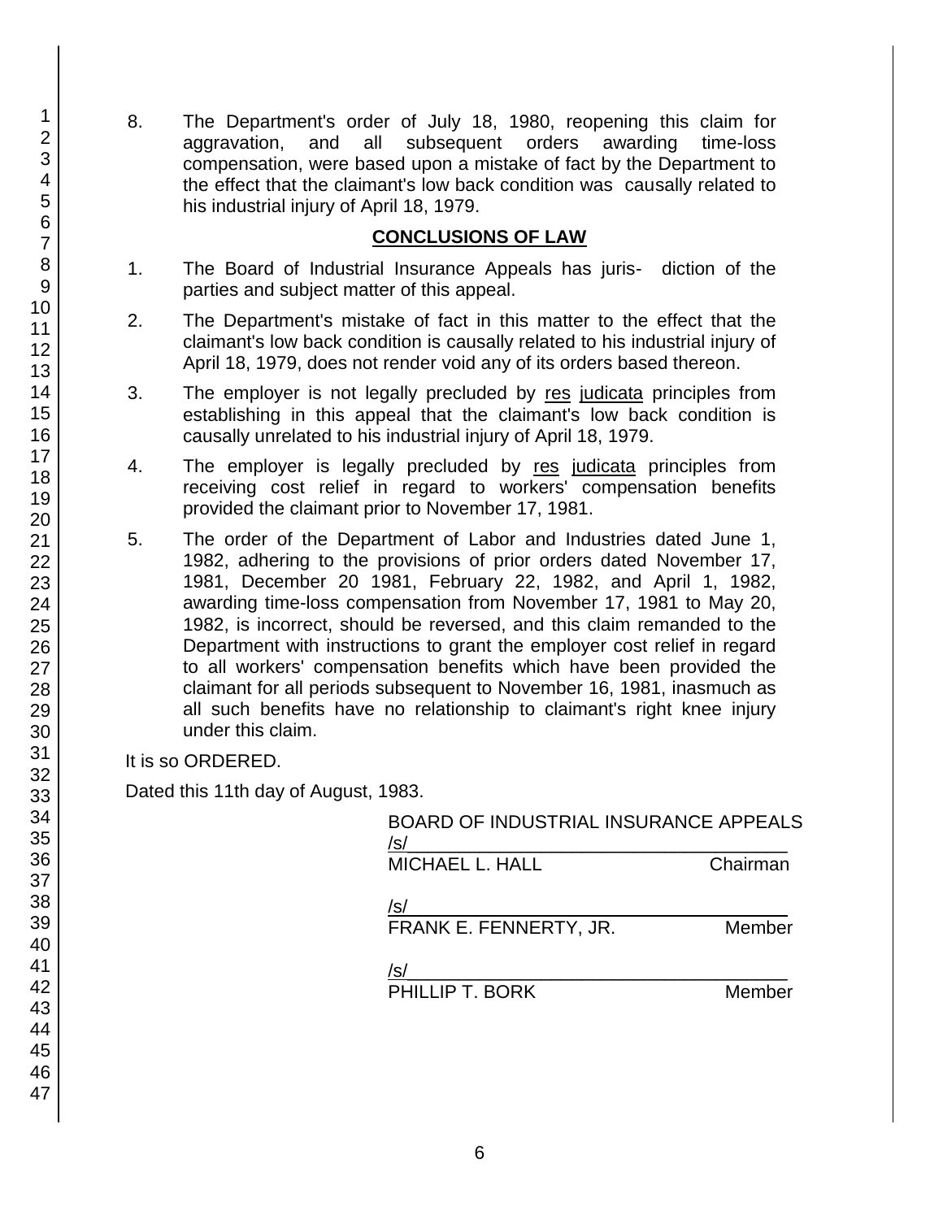8. The Department's order of July 18, 1980, reopening this claim for aggravation, and all subsequent orders awarding time-loss compensation, were based upon a mistake of fact by the Department to the effect that the claimant's low back condition was causally related to his industrial injury of April 18, 1979.

## CONCLUSIONS OF LAW

1. The Board of Industrial Insurance Appeals has juris- diction of the parties and subject matter of this appeal.

2. The Department's mistake of fact in this matter to the effect that the claimant's low back condition is causally related to his industrial injury of April 18, 1979, does not render void any of its orders based thereon.

3. The employer is not legally precluded by res judicata principles from establishing in this appeal that the claimant's low back condition is causally unrelated to his industrial injury of April 18, 1979.

4. The employer is legally precluded by res judicata principles from receiving cost relief in regard to workers' compensation benefits provided the claimant prior to November 17, 1981.

5. The order of the Department of Labor and Industries dated June 1, 1982, adhering to the provisions of prior orders dated November 17, 1981, December 20 1981, February 22, 1982, and April 1, 1982, awarding time-loss compensation from November 17, 1981 to May 20, 1982, is incorrect, should be reversed, and this claim remanded to the Department with instructions to grant the employer cost relief in regard to all workers' compensation benefits which have been provided the claimant for all periods subsequent to November 16, 1981, inasmuch as all such benefits have no relationship to claimant's right knee injury under this claim.

It is so ORDERED.

Dated this 11th day of August, 1983.

BOARD OF INDUSTRIAL INSURANCE APPEALS

/s/
MICHAEL L. HALL Chairman

/s/
FRANK E. FENNERTY, JR. Member

/s/
PHILLIP T. BORK Member